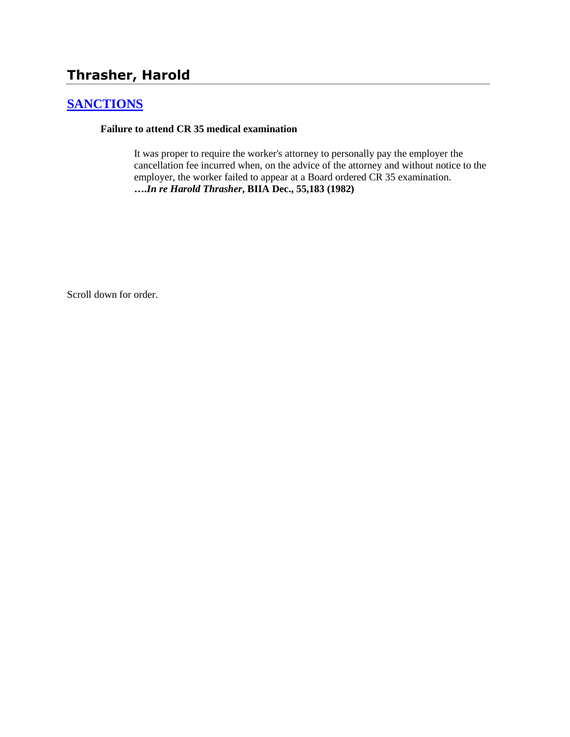# Thrasher, Harold

## SANCTIONS

**Failure to attend CR 35 medical examination**

It was proper to require the worker's attorney to personally pay the employer the cancellation fee incurred when, on the advice of the attorney and without notice to the employer, the worker failed to appear at a Board ordered CR 35 examination. **….*In re Harold Thrasher*, BIIA Dec., 55,183 (1982)**

Scroll down for order.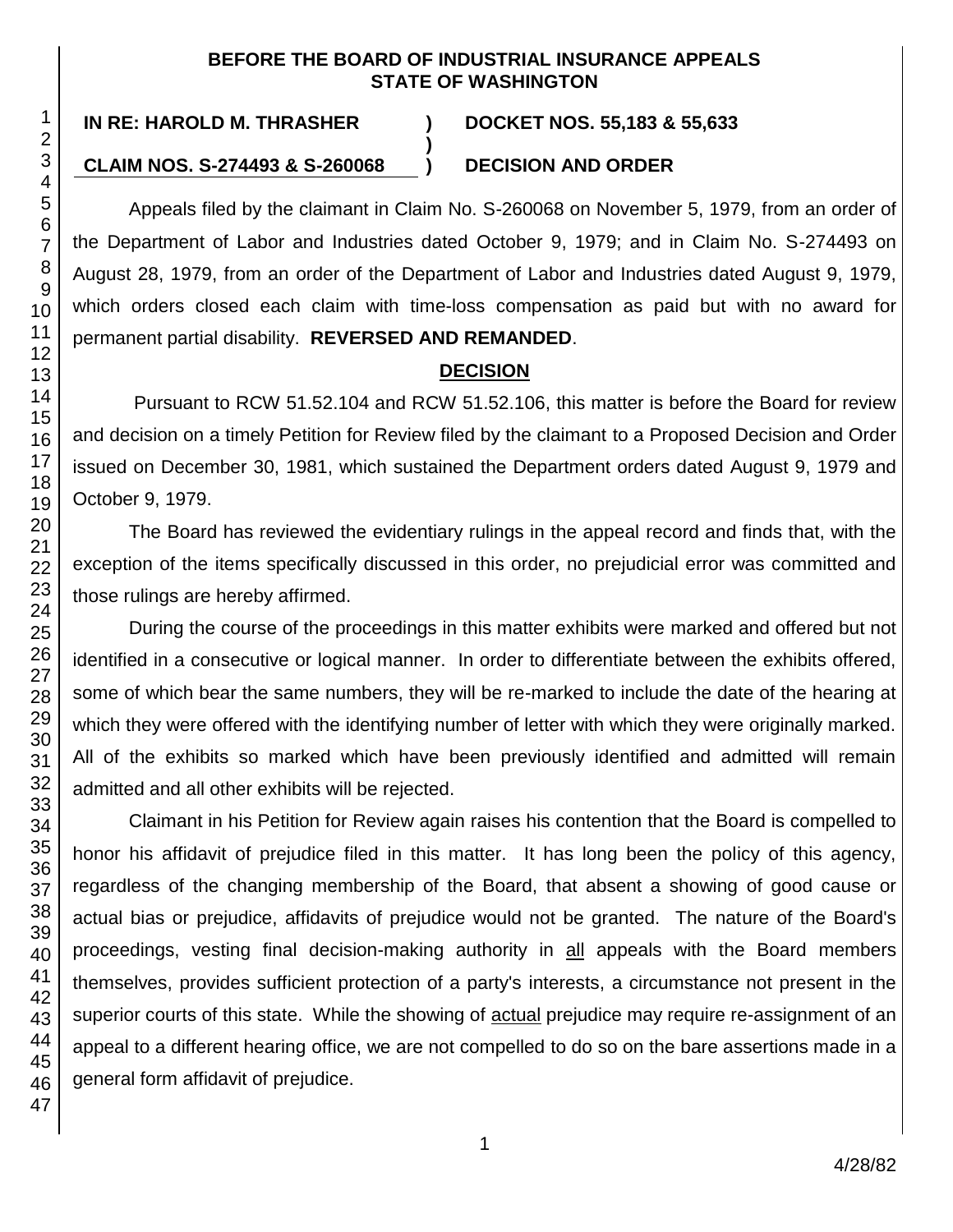**BEFORE THE BOARD OF INDUSTRIAL INSURANCE APPEALS**
**STATE OF WASHINGTON**

| **IN RE: HAROLD M. THRASHER** | **)** | **DOCKET NOS. 55,183 & 55,633** |
|---|---|---|
| | **)** | |
| **CLAIM NOS. S-274493 & S-260068** | **)** | **DECISION AND ORDER** |

Appeals filed by the claimant in Claim No. S-260068 on November 5, 1979, from an order of the Department of Labor and Industries dated October 9, 1979; and in Claim No. S-274493 on August 28, 1979, from an order of the Department of Labor and Industries dated August 9, 1979, which orders closed each claim with time-loss compensation as paid but with no award for permanent partial disability. **REVERSED AND REMANDED**.

## DECISION

Pursuant to RCW 51.52.104 and RCW 51.52.106, this matter is before the Board for review and decision on a timely Petition for Review filed by the claimant to a Proposed Decision and Order issued on December 30, 1981, which sustained the Department orders dated August 9, 1979 and October 9, 1979.

The Board has reviewed the evidentiary rulings in the appeal record and finds that, with the exception of the items specifically discussed in this order, no prejudicial error was committed and those rulings are hereby affirmed.

During the course of the proceedings in this matter exhibits were marked and offered but not identified in a consecutive or logical manner. In order to differentiate between the exhibits offered, some of which bear the same numbers, they will be re-marked to include the date of the hearing at which they were offered with the identifying number of letter with which they were originally marked. All of the exhibits so marked which have been previously identified and admitted will remain admitted and all other exhibits will be rejected.

Claimant in his Petition for Review again raises his contention that the Board is compelled to honor his affidavit of prejudice filed in this matter. It has long been the policy of this agency, regardless of the changing membership of the Board, that absent a showing of good cause or actual bias or prejudice, affidavits of prejudice would not be granted. The nature of the Board's proceedings, vesting final decision-making authority in all appeals with the Board members themselves, provides sufficient protection of a party's interests, a circumstance not present in the superior courts of this state. While the showing of actual prejudice may require re-assignment of an appeal to a different hearing office, we are not compelled to do so on the bare assertions made in a general form affidavit of prejudice.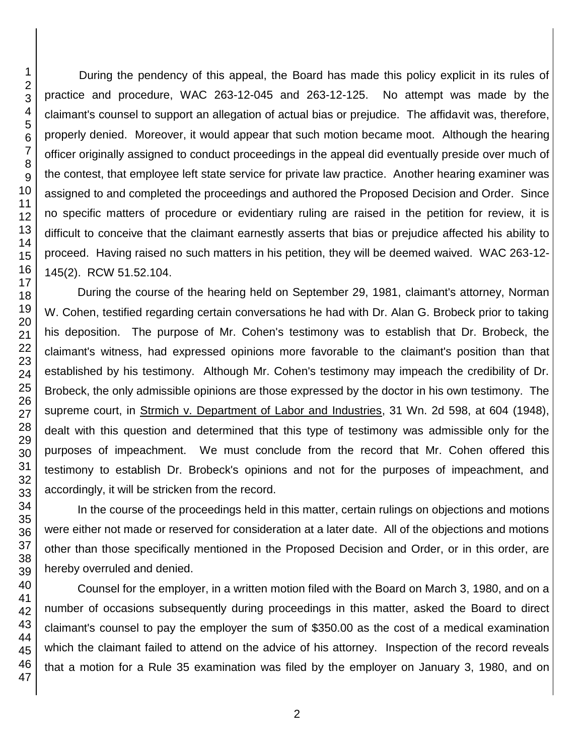During the pendency of this appeal, the Board has made this policy explicit in its rules of practice and procedure, WAC 263-12-045 and 263-12-125. No attempt was made by the claimant's counsel to support an allegation of actual bias or prejudice. The affidavit was, therefore, properly denied. Moreover, it would appear that such motion became moot. Although the hearing officer originally assigned to conduct proceedings in the appeal did eventually preside over much of the contest, that employee left state service for private law practice. Another hearing examiner was assigned to and completed the proceedings and authored the Proposed Decision and Order. Since no specific matters of procedure or evidentiary ruling are raised in the petition for review, it is difficult to conceive that the claimant earnestly asserts that bias or prejudice affected his ability to proceed. Having raised no such matters in his petition, they will be deemed waived. WAC 263-12-145(2). RCW 51.52.104.

During the course of the hearing held on September 29, 1981, claimant's attorney, Norman W. Cohen, testified regarding certain conversations he had with Dr. Alan G. Brobeck prior to taking his deposition. The purpose of Mr. Cohen's testimony was to establish that Dr. Brobeck, the claimant's witness, had expressed opinions more favorable to the claimant's position than that established by his testimony. Although Mr. Cohen's testimony may impeach the credibility of Dr. Brobeck, the only admissible opinions are those expressed by the doctor in his own testimony. The supreme court, in Strmich v. Department of Labor and Industries, 31 Wn. 2d 598, at 604 (1948), dealt with this question and determined that this type of testimony was admissible only for the purposes of impeachment. We must conclude from the record that Mr. Cohen offered this testimony to establish Dr. Brobeck's opinions and not for the purposes of impeachment, and accordingly, it will be stricken from the record.

In the course of the proceedings held in this matter, certain rulings on objections and motions were either not made or reserved for consideration at a later date. All of the objections and motions other than those specifically mentioned in the Proposed Decision and Order, or in this order, are hereby overruled and denied.

Counsel for the employer, in a written motion filed with the Board on March 3, 1980, and on a number of occasions subsequently during proceedings in this matter, asked the Board to direct claimant's counsel to pay the employer the sum of $350.00 as the cost of a medical examination which the claimant failed to attend on the advice of his attorney. Inspection of the record reveals that a motion for a Rule 35 examination was filed by the employer on January 3, 1980, and on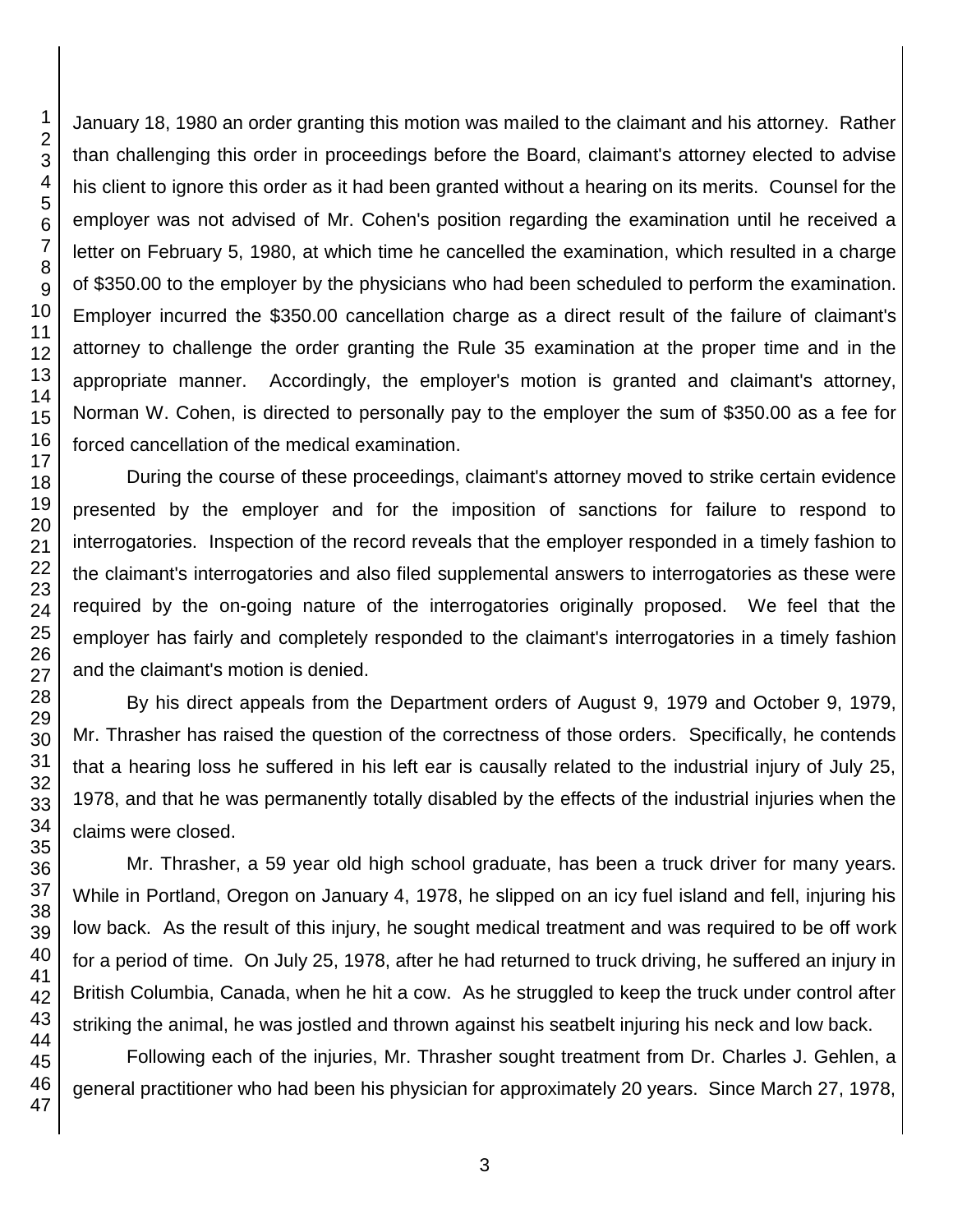January 18, 1980 an order granting this motion was mailed to the claimant and his attorney. Rather than challenging this order in proceedings before the Board, claimant's attorney elected to advise his client to ignore this order as it had been granted without a hearing on its merits. Counsel for the employer was not advised of Mr. Cohen's position regarding the examination until he received a letter on February 5, 1980, at which time he cancelled the examination, which resulted in a charge of $350.00 to the employer by the physicians who had been scheduled to perform the examination. Employer incurred the $350.00 cancellation charge as a direct result of the failure of claimant's attorney to challenge the order granting the Rule 35 examination at the proper time and in the appropriate manner. Accordingly, the employer's motion is granted and claimant's attorney, Norman W. Cohen, is directed to personally pay to the employer the sum of $350.00 as a fee for forced cancellation of the medical examination.

During the course of these proceedings, claimant's attorney moved to strike certain evidence presented by the employer and for the imposition of sanctions for failure to respond to interrogatories. Inspection of the record reveals that the employer responded in a timely fashion to the claimant's interrogatories and also filed supplemental answers to interrogatories as these were required by the on-going nature of the interrogatories originally proposed. We feel that the employer has fairly and completely responded to the claimant's interrogatories in a timely fashion and the claimant's motion is denied.

By his direct appeals from the Department orders of August 9, 1979 and October 9, 1979, Mr. Thrasher has raised the question of the correctness of those orders. Specifically, he contends that a hearing loss he suffered in his left ear is causally related to the industrial injury of July 25, 1978, and that he was permanently totally disabled by the effects of the industrial injuries when the claims were closed.

Mr. Thrasher, a 59 year old high school graduate, has been a truck driver for many years. While in Portland, Oregon on January 4, 1978, he slipped on an icy fuel island and fell, injuring his low back. As the result of this injury, he sought medical treatment and was required to be off work for a period of time. On July 25, 1978, after he had returned to truck driving, he suffered an injury in British Columbia, Canada, when he hit a cow. As he struggled to keep the truck under control after striking the animal, he was jostled and thrown against his seatbelt injuring his neck and low back.

Following each of the injuries, Mr. Thrasher sought treatment from Dr. Charles J. Gehlen, a general practitioner who had been his physician for approximately 20 years. Since March 27, 1978,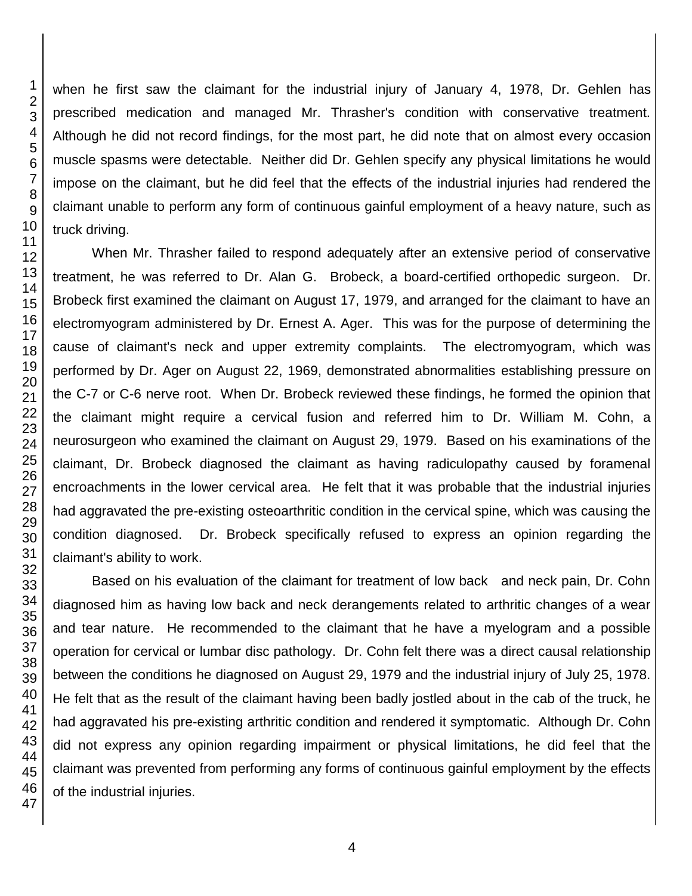when he first saw the claimant for the industrial injury of January 4, 1978, Dr. Gehlen has prescribed medication and managed Mr. Thrasher's condition with conservative treatment. Although he did not record findings, for the most part, he did note that on almost every occasion muscle spasms were detectable. Neither did Dr. Gehlen specify any physical limitations he would impose on the claimant, but he did feel that the effects of the industrial injuries had rendered the claimant unable to perform any form of continuous gainful employment of a heavy nature, such as truck driving.

When Mr. Thrasher failed to respond adequately after an extensive period of conservative treatment, he was referred to Dr. Alan G. Brobeck, a board-certified orthopedic surgeon. Dr. Brobeck first examined the claimant on August 17, 1979, and arranged for the claimant to have an electromyogram administered by Dr. Ernest A. Ager. This was for the purpose of determining the cause of claimant's neck and upper extremity complaints. The electromyogram, which was performed by Dr. Ager on August 22, 1969, demonstrated abnormalities establishing pressure on the C-7 or C-6 nerve root. When Dr. Brobeck reviewed these findings, he formed the opinion that the claimant might require a cervical fusion and referred him to Dr. William M. Cohn, a neurosurgeon who examined the claimant on August 29, 1979. Based on his examinations of the claimant, Dr. Brobeck diagnosed the claimant as having radiculopathy caused by foramenal encroachments in the lower cervical area. He felt that it was probable that the industrial injuries had aggravated the pre-existing osteoarthritic condition in the cervical spine, which was causing the condition diagnosed. Dr. Brobeck specifically refused to express an opinion regarding the claimant's ability to work.

Based on his evaluation of the claimant for treatment of low back and neck pain, Dr. Cohn diagnosed him as having low back and neck derangements related to arthritic changes of a wear and tear nature. He recommended to the claimant that he have a myelogram and a possible operation for cervical or lumbar disc pathology. Dr. Cohn felt there was a direct causal relationship between the conditions he diagnosed on August 29, 1979 and the industrial injury of July 25, 1978. He felt that as the result of the claimant having been badly jostled about in the cab of the truck, he had aggravated his pre-existing arthritic condition and rendered it symptomatic. Although Dr. Cohn did not express any opinion regarding impairment or physical limitations, he did feel that the claimant was prevented from performing any forms of continuous gainful employment by the effects of the industrial injuries.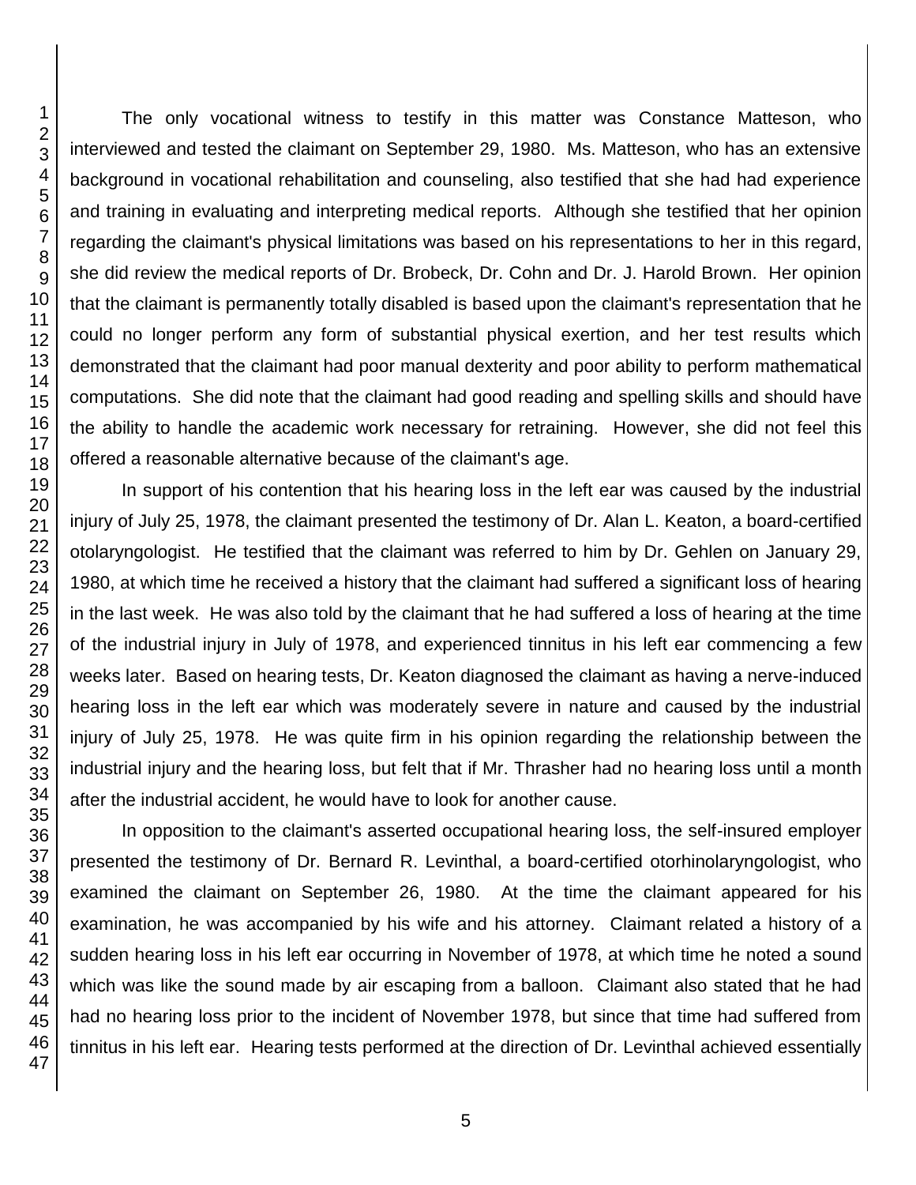The only vocational witness to testify in this matter was Constance Matteson, who interviewed and tested the claimant on September 29, 1980. Ms. Matteson, who has an extensive background in vocational rehabilitation and counseling, also testified that she had had experience and training in evaluating and interpreting medical reports. Although she testified that her opinion regarding the claimant's physical limitations was based on his representations to her in this regard, she did review the medical reports of Dr. Brobeck, Dr. Cohn and Dr. J. Harold Brown. Her opinion that the claimant is permanently totally disabled is based upon the claimant's representation that he could no longer perform any form of substantial physical exertion, and her test results which demonstrated that the claimant had poor manual dexterity and poor ability to perform mathematical computations. She did note that the claimant had good reading and spelling skills and should have the ability to handle the academic work necessary for retraining. However, she did not feel this offered a reasonable alternative because of the claimant's age.

In support of his contention that his hearing loss in the left ear was caused by the industrial injury of July 25, 1978, the claimant presented the testimony of Dr. Alan L. Keaton, a board-certified otolaryngologist. He testified that the claimant was referred to him by Dr. Gehlen on January 29, 1980, at which time he received a history that the claimant had suffered a significant loss of hearing in the last week. He was also told by the claimant that he had suffered a loss of hearing at the time of the industrial injury in July of 1978, and experienced tinnitus in his left ear commencing a few weeks later. Based on hearing tests, Dr. Keaton diagnosed the claimant as having a nerve-induced hearing loss in the left ear which was moderately severe in nature and caused by the industrial injury of July 25, 1978. He was quite firm in his opinion regarding the relationship between the industrial injury and the hearing loss, but felt that if Mr. Thrasher had no hearing loss until a month after the industrial accident, he would have to look for another cause.

In opposition to the claimant's asserted occupational hearing loss, the self-insured employer presented the testimony of Dr. Bernard R. Levinthal, a board-certified otorhinolaryngologist, who examined the claimant on September 26, 1980. At the time the claimant appeared for his examination, he was accompanied by his wife and his attorney. Claimant related a history of a sudden hearing loss in his left ear occurring in November of 1978, at which time he noted a sound which was like the sound made by air escaping from a balloon. Claimant also stated that he had had no hearing loss prior to the incident of November 1978, but since that time had suffered from tinnitus in his left ear. Hearing tests performed at the direction of Dr. Levinthal achieved essentially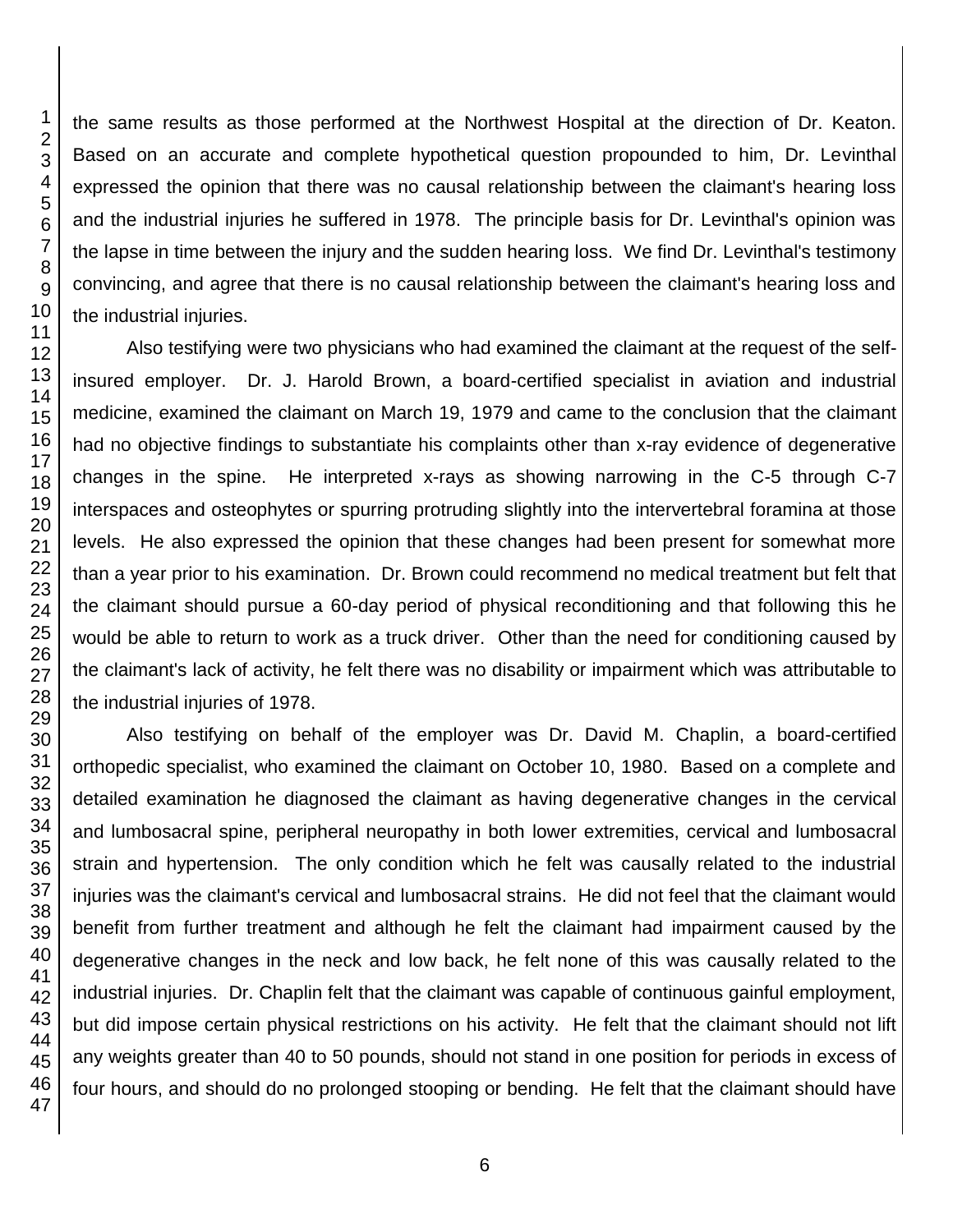the same results as those performed at the Northwest Hospital at the direction of Dr. Keaton. Based on an accurate and complete hypothetical question propounded to him, Dr. Levinthal expressed the opinion that there was no causal relationship between the claimant's hearing loss and the industrial injuries he suffered in 1978. The principle basis for Dr. Levinthal's opinion was the lapse in time between the injury and the sudden hearing loss. We find Dr. Levinthal's testimony convincing, and agree that there is no causal relationship between the claimant's hearing loss and the industrial injuries.

Also testifying were two physicians who had examined the claimant at the request of the self-insured employer. Dr. J. Harold Brown, a board-certified specialist in aviation and industrial medicine, examined the claimant on March 19, 1979 and came to the conclusion that the claimant had no objective findings to substantiate his complaints other than x-ray evidence of degenerative changes in the spine. He interpreted x-rays as showing narrowing in the C-5 through C-7 interspaces and osteophytes or spurring protruding slightly into the intervertebral foramina at those levels. He also expressed the opinion that these changes had been present for somewhat more than a year prior to his examination. Dr. Brown could recommend no medical treatment but felt that the claimant should pursue a 60-day period of physical reconditioning and that following this he would be able to return to work as a truck driver. Other than the need for conditioning caused by the claimant's lack of activity, he felt there was no disability or impairment which was attributable to the industrial injuries of 1978.

Also testifying on behalf of the employer was Dr. David M. Chaplin, a board-certified orthopedic specialist, who examined the claimant on October 10, 1980. Based on a complete and detailed examination he diagnosed the claimant as having degenerative changes in the cervical and lumbosacral spine, peripheral neuropathy in both lower extremities, cervical and lumbosacral strain and hypertension. The only condition which he felt was causally related to the industrial injuries was the claimant's cervical and lumbosacral strains. He did not feel that the claimant would benefit from further treatment and although he felt the claimant had impairment caused by the degenerative changes in the neck and low back, he felt none of this was causally related to the industrial injuries. Dr. Chaplin felt that the claimant was capable of continuous gainful employment, but did impose certain physical restrictions on his activity. He felt that the claimant should not lift any weights greater than 40 to 50 pounds, should not stand in one position for periods in excess of four hours, and should do no prolonged stooping or bending. He felt that the claimant should have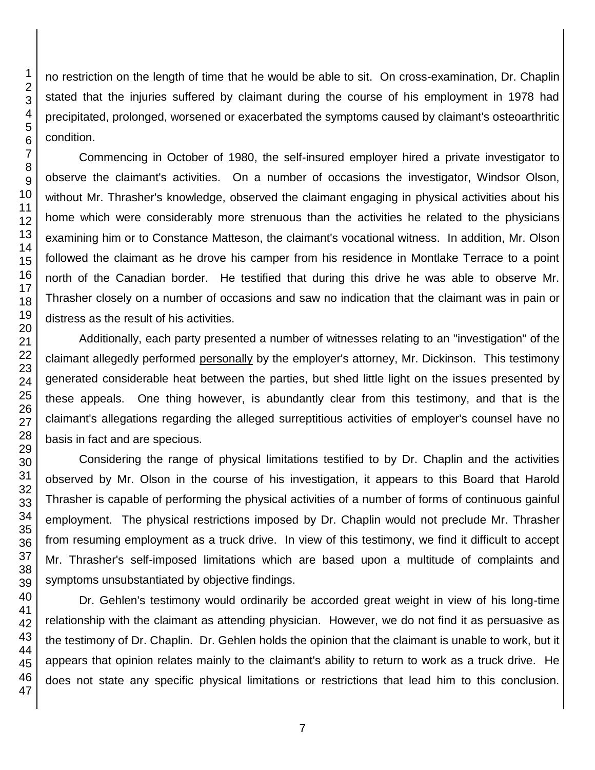no restriction on the length of time that he would be able to sit. On cross-examination, Dr. Chaplin stated that the injuries suffered by claimant during the course of his employment in 1978 had precipitated, prolonged, worsened or exacerbated the symptoms caused by claimant's osteoarthritic condition.

Commencing in October of 1980, the self-insured employer hired a private investigator to observe the claimant's activities. On a number of occasions the investigator, Windsor Olson, without Mr. Thrasher's knowledge, observed the claimant engaging in physical activities about his home which were considerably more strenuous than the activities he related to the physicians examining him or to Constance Matteson, the claimant's vocational witness. In addition, Mr. Olson followed the claimant as he drove his camper from his residence in Montlake Terrace to a point north of the Canadian border. He testified that during this drive he was able to observe Mr. Thrasher closely on a number of occasions and saw no indication that the claimant was in pain or distress as the result of his activities.

Additionally, each party presented a number of witnesses relating to an "investigation" of the claimant allegedly performed personally by the employer's attorney, Mr. Dickinson. This testimony generated considerable heat between the parties, but shed little light on the issues presented by these appeals. One thing however, is abundantly clear from this testimony, and that is the claimant's allegations regarding the alleged surreptitious activities of employer's counsel have no basis in fact and are specious.

Considering the range of physical limitations testified to by Dr. Chaplin and the activities observed by Mr. Olson in the course of his investigation, it appears to this Board that Harold Thrasher is capable of performing the physical activities of a number of forms of continuous gainful employment. The physical restrictions imposed by Dr. Chaplin would not preclude Mr. Thrasher from resuming employment as a truck drive. In view of this testimony, we find it difficult to accept Mr. Thrasher's self-imposed limitations which are based upon a multitude of complaints and symptoms unsubstantiated by objective findings.

Dr. Gehlen's testimony would ordinarily be accorded great weight in view of his long-time relationship with the claimant as attending physician. However, we do not find it as persuasive as the testimony of Dr. Chaplin. Dr. Gehlen holds the opinion that the claimant is unable to work, but it appears that opinion relates mainly to the claimant's ability to return to work as a truck drive. He does not state any specific physical limitations or restrictions that lead him to this conclusion.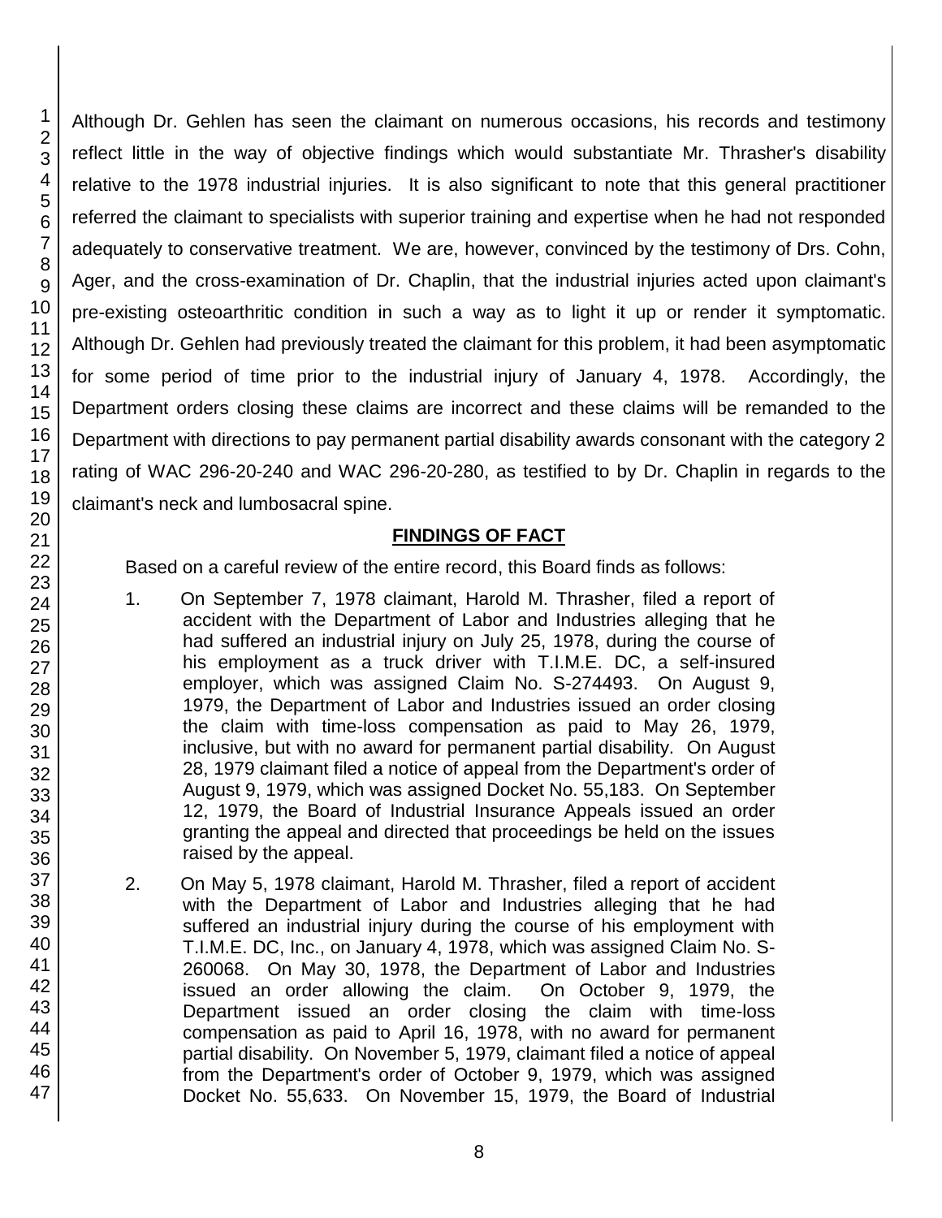Although Dr. Gehlen has seen the claimant on numerous occasions, his records and testimony reflect little in the way of objective findings which would substantiate Mr. Thrasher's disability relative to the 1978 industrial injuries. It is also significant to note that this general practitioner referred the claimant to specialists with superior training and expertise when he had not responded adequately to conservative treatment. We are, however, convinced by the testimony of Drs. Cohn, Ager, and the cross-examination of Dr. Chaplin, that the industrial injuries acted upon claimant's pre-existing osteoarthritic condition in such a way as to light it up or render it symptomatic. Although Dr. Gehlen had previously treated the claimant for this problem, it had been asymptomatic for some period of time prior to the industrial injury of January 4, 1978. Accordingly, the Department orders closing these claims are incorrect and these claims will be remanded to the Department with directions to pay permanent partial disability awards consonant with the category 2 rating of WAC 296-20-240 and WAC 296-20-280, as testified to by Dr. Chaplin in regards to the claimant's neck and lumbosacral spine.

## FINDINGS OF FACT

Based on a careful review of the entire record, this Board finds as follows:

1. On September 7, 1978 claimant, Harold M. Thrasher, filed a report of accident with the Department of Labor and Industries alleging that he had suffered an industrial injury on July 25, 1978, during the course of his employment as a truck driver with T.I.M.E. DC, a self-insured employer, which was assigned Claim No. S-274493. On August 9, 1979, the Department of Labor and Industries issued an order closing the claim with time-loss compensation as paid to May 26, 1979, inclusive, but with no award for permanent partial disability. On August 28, 1979 claimant filed a notice of appeal from the Department's order of August 9, 1979, which was assigned Docket No. 55,183. On September 12, 1979, the Board of Industrial Insurance Appeals issued an order granting the appeal and directed that proceedings be held on the issues raised by the appeal.

2. On May 5, 1978 claimant, Harold M. Thrasher, filed a report of accident with the Department of Labor and Industries alleging that he had suffered an industrial injury during the course of his employment with T.I.M.E. DC, Inc., on January 4, 1978, which was assigned Claim No. S-260068. On May 30, 1978, the Department of Labor and Industries issued an order allowing the claim. On October 9, 1979, the Department issued an order closing the claim with time-loss compensation as paid to April 16, 1978, with no award for permanent partial disability. On November 5, 1979, claimant filed a notice of appeal from the Department's order of October 9, 1979, which was assigned Docket No. 55,633. On November 15, 1979, the Board of Industrial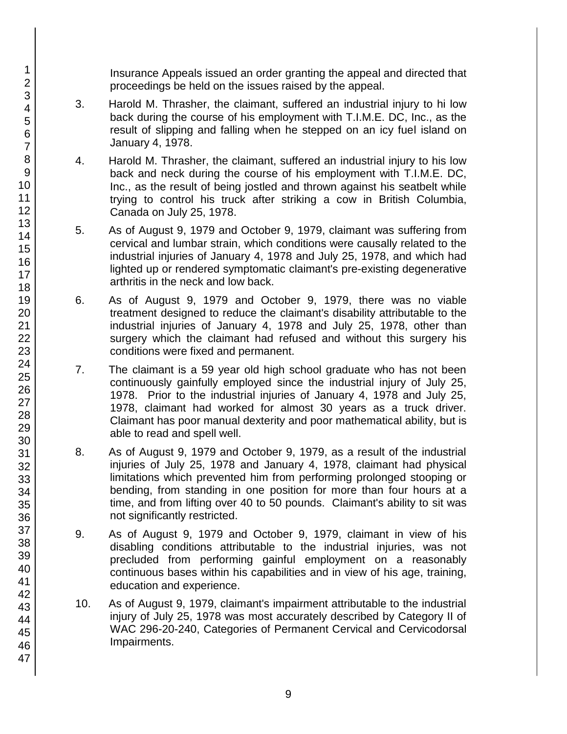Insurance Appeals issued an order granting the appeal and directed that proceedings be held on the issues raised by the appeal.

3. Harold M. Thrasher, the claimant, suffered an industrial injury to hi low back during the course of his employment with T.I.M.E. DC, Inc., as the result of slipping and falling when he stepped on an icy fuel island on January 4, 1978.

4. Harold M. Thrasher, the claimant, suffered an industrial injury to his low back and neck during the course of his employment with T.I.M.E. DC, Inc., as the result of being jostled and thrown against his seatbelt while trying to control his truck after striking a cow in British Columbia, Canada on July 25, 1978.

5. As of August 9, 1979 and October 9, 1979, claimant was suffering from cervical and lumbar strain, which conditions were causally related to the industrial injuries of January 4, 1978 and July 25, 1978, and which had lighted up or rendered symptomatic claimant's pre-existing degenerative arthritis in the neck and low back.

6. As of August 9, 1979 and October 9, 1979, there was no viable treatment designed to reduce the claimant's disability attributable to the industrial injuries of January 4, 1978 and July 25, 1978, other than surgery which the claimant had refused and without this surgery his conditions were fixed and permanent.

7. The claimant is a 59 year old high school graduate who has not been continuously gainfully employed since the industrial injury of July 25, 1978. Prior to the industrial injuries of January 4, 1978 and July 25, 1978, claimant had worked for almost 30 years as a truck driver. Claimant has poor manual dexterity and poor mathematical ability, but is able to read and spell well.

8. As of August 9, 1979 and October 9, 1979, as a result of the industrial injuries of July 25, 1978 and January 4, 1978, claimant had physical limitations which prevented him from performing prolonged stooping or bending, from standing in one position for more than four hours at a time, and from lifting over 40 to 50 pounds. Claimant's ability to sit was not significantly restricted.

9. As of August 9, 1979 and October 9, 1979, claimant in view of his disabling conditions attributable to the industrial injuries, was not precluded from performing gainful employment on a reasonably continuous bases within his capabilities and in view of his age, training, education and experience.

10. As of August 9, 1979, claimant's impairment attributable to the industrial injury of July 25, 1978 was most accurately described by Category II of WAC 296-20-240, Categories of Permanent Cervical and Cervicodorsal Impairments.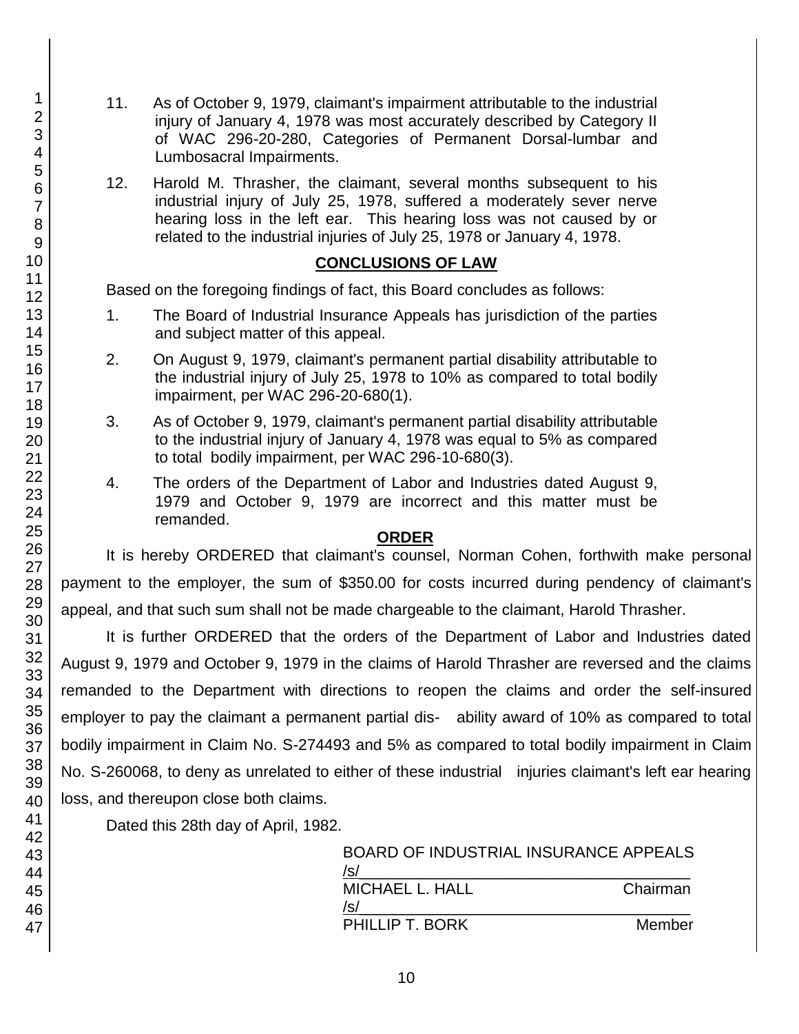11. As of October 9, 1979, claimant's impairment attributable to the industrial injury of January 4, 1978 was most accurately described by Category II of WAC 296-20-280, Categories of Permanent Dorsal-lumbar and Lumbosacral Impairments.

12. Harold M. Thrasher, the claimant, several months subsequent to his industrial injury of July 25, 1978, suffered a moderately sever nerve hearing loss in the left ear. This hearing loss was not caused by or related to the industrial injuries of July 25, 1978 or January 4, 1978.

## CONCLUSIONS OF LAW

Based on the foregoing findings of fact, this Board concludes as follows:

1. The Board of Industrial Insurance Appeals has jurisdiction of the parties and subject matter of this appeal.

2. On August 9, 1979, claimant's permanent partial disability attributable to the industrial injury of July 25, 1978 to 10% as compared to total bodily impairment, per WAC 296-20-680(1).

3. As of October 9, 1979, claimant's permanent partial disability attributable to the industrial injury of January 4, 1978 was equal to 5% as compared to total bodily impairment, per WAC 296-10-680(3).

4. The orders of the Department of Labor and Industries dated August 9, 1979 and October 9, 1979 are incorrect and this matter must be remanded.

## ORDER

It is hereby ORDERED that claimant's counsel, Norman Cohen, forthwith make personal payment to the employer, the sum of $350.00 for costs incurred during pendency of claimant's appeal, and that such sum shall not be made chargeable to the claimant, Harold Thrasher.

It is further ORDERED that the orders of the Department of Labor and Industries dated August 9, 1979 and October 9, 1979 in the claims of Harold Thrasher are reversed and the claims remanded to the Department with directions to reopen the claims and order the self-insured employer to pay the claimant a permanent partial dis- ability award of 10% as compared to total bodily impairment in Claim No. S-274493 and 5% as compared to total bodily impairment in Claim No. S-260068, to deny as unrelated to either of these industrial injuries claimant's left ear hearing loss, and thereupon close both claims.

Dated this 28th day of April, 1982.

BOARD OF INDUSTRIAL INSURANCE APPEALS

/s/
MICHAEL L. HALL Chairman

/s/
PHILLIP T. BORK Member